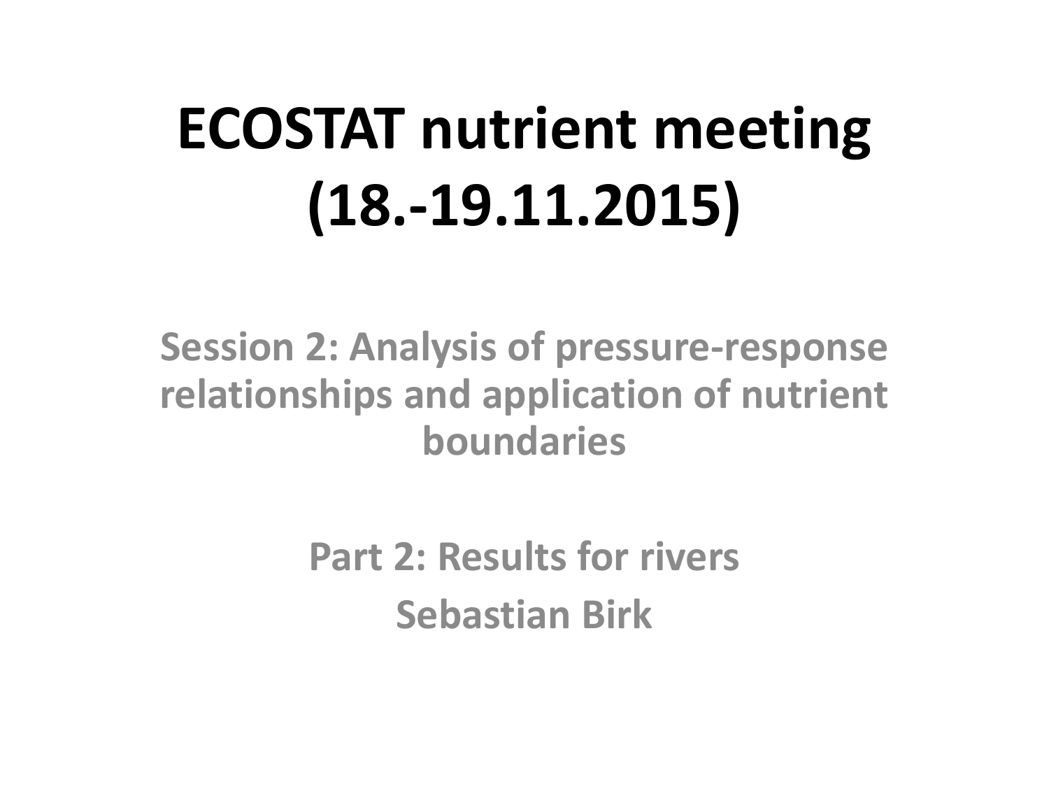# ECOSTAT nutrient meeting (18.-19.11.2015)

## Session 2: Analysis of pressure-response relationships and application of nutrient boundaries

**Part 2: Results for rivers**

**Sebastian Birk**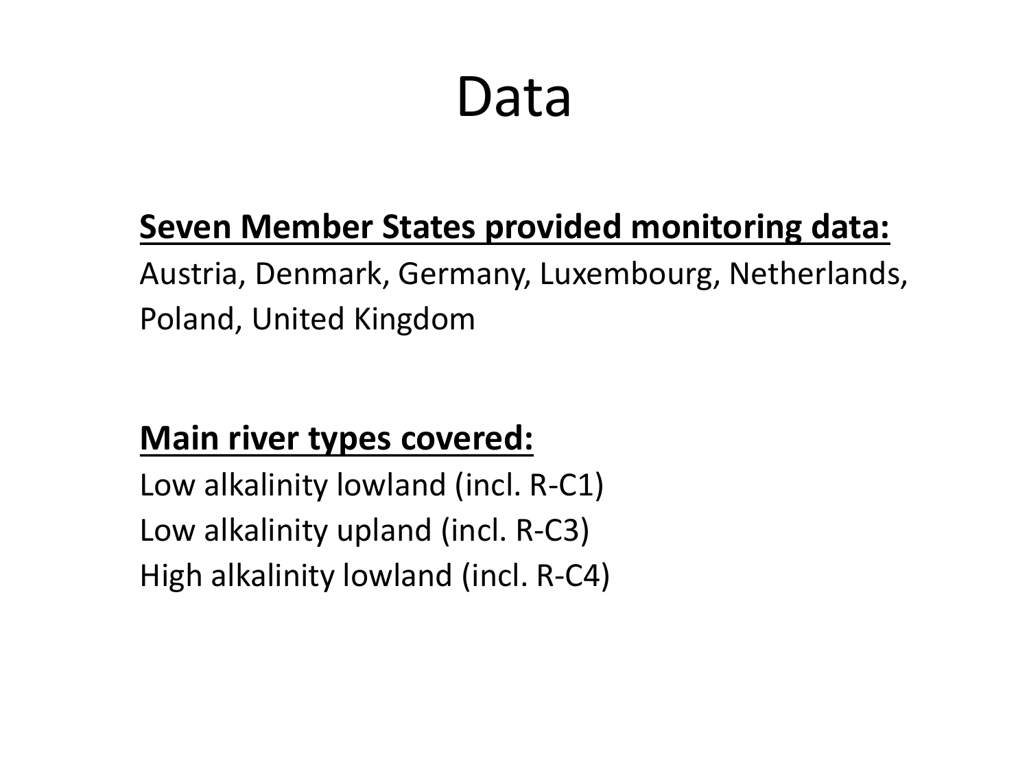# Data

**Seven Member States provided monitoring data:**

Austria, Denmark, Germany, Luxembourg, Netherlands, Poland, United Kingdom

**Main river types covered:**

Low alkalinity lowland (incl. R-C1)
Low alkalinity upland (incl. R-C3)
High alkalinity lowland (incl. R-C4)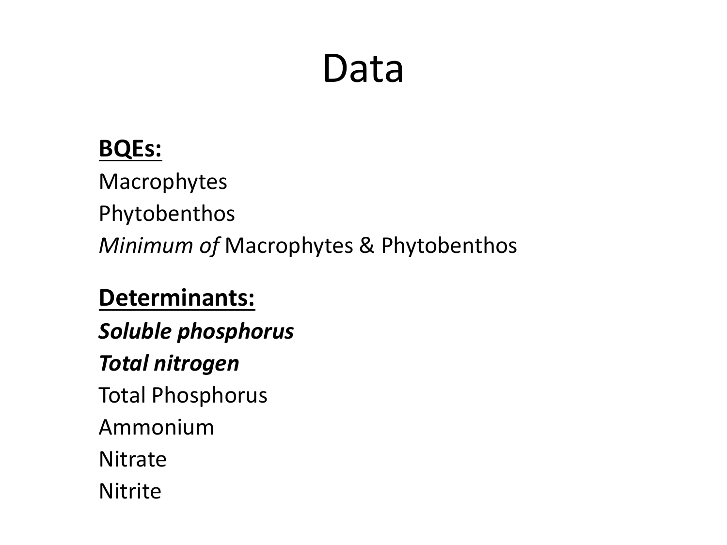# Data

**BQEs:**

Macrophytes

Phytobenthos

*Minimum of* Macrophytes & Phytobenthos

**Determinants:**

***Soluble phosphorus***

***Total nitrogen***

Total Phosphorus

Ammonium

Nitrate

Nitrite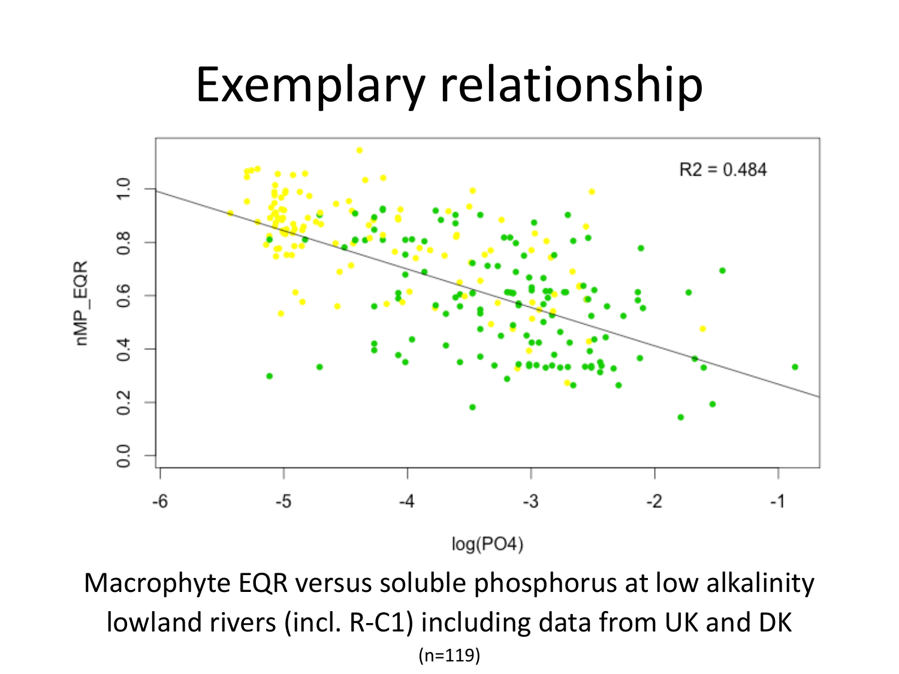# Exemplary relationship

Macrophyte EQR versus soluble phosphorus at low alkalinity lowland rivers (incl. R-C1) including data from UK and DK

(n=119)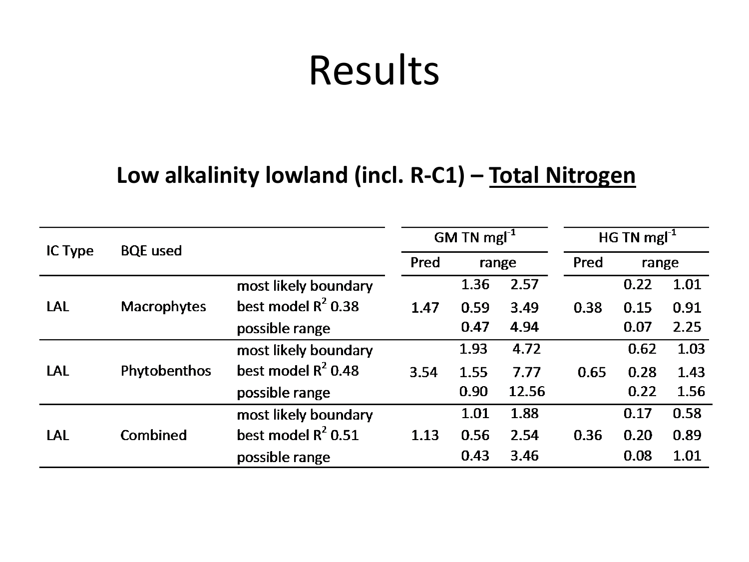# Results

## Low alkalinity lowland (incl. R-C1) – Total Nitrogen

| IC Type | BQE used | | GM TN $mgl^{-1}$ | | | HG TN $mgl^{-1}$ | | |
|---|---|---|---|---|---|---|---|---|
| | | | Pred | range | | Pred | range | |
| LAL | Macrophytes | most likely boundary | | 1.36 | 2.57 | | 0.22 | 1.01 |
| | | best model $R^2$ 0.38 | 1.47 | 0.59 | 3.49 | 0.38 | 0.15 | 0.91 |
| | | possible range | | 0.47 | 4.94 | | 0.07 | 2.25 |
| LAL | Phytobenthos | most likely boundary | | 1.93 | 4.72 | | 0.62 | 1.03 |
| | | best model $R^2$ 0.48 | 3.54 | 1.55 | 7.77 | 0.65 | 0.28 | 1.43 |
| | | possible range | | 0.90 | 12.56 | | 0.22 | 1.56 |
| LAL | Combined | most likely boundary | | 1.01 | 1.88 | | 0.17 | 0.58 |
| | | best model $R^2$ 0.51 | 1.13 | 0.56 | 2.54 | 0.36 | 0.20 | 0.89 |
| | | possible range | | 0.43 | 3.46 | | 0.08 | 1.01 |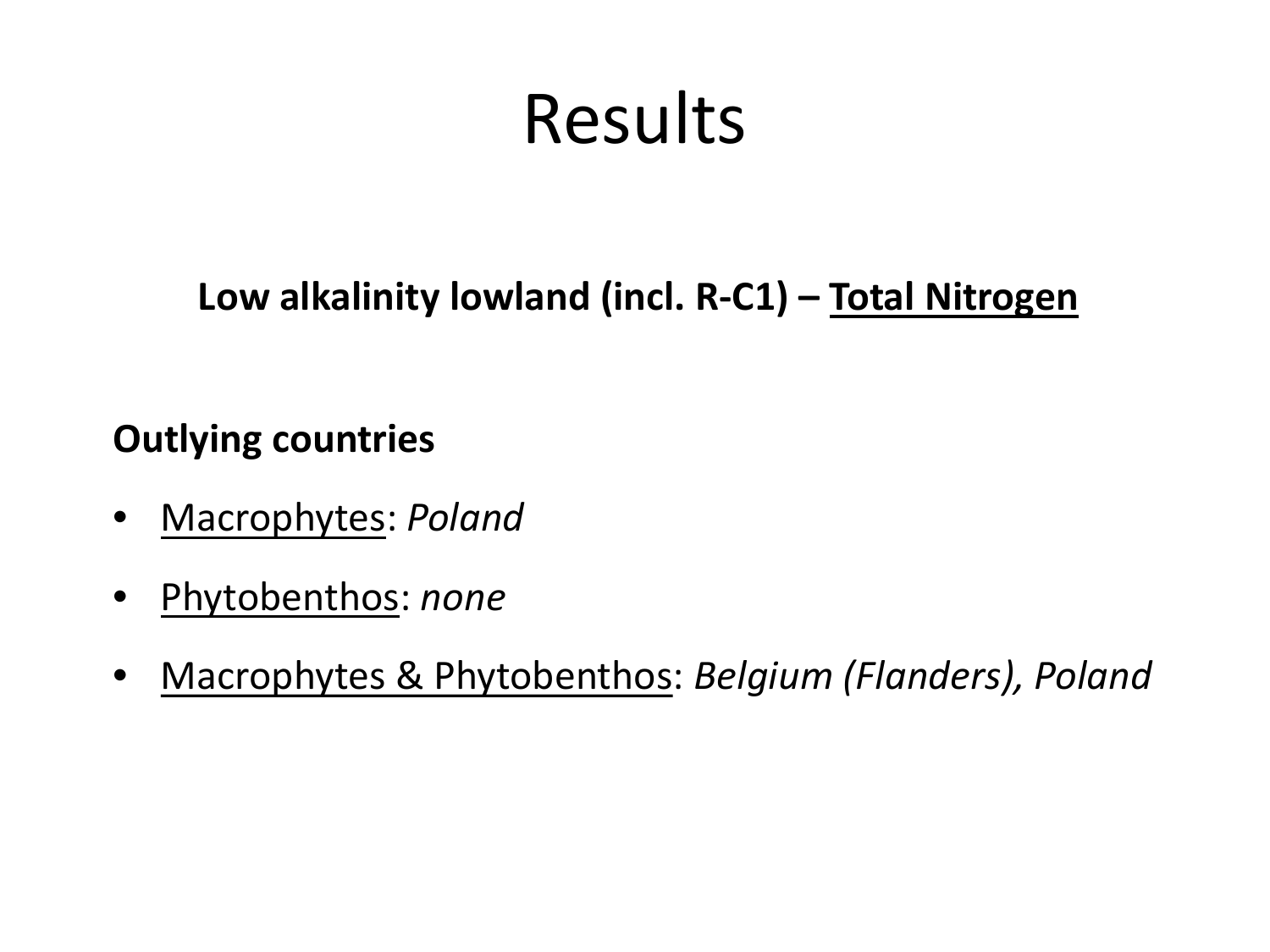# Results

**Low alkalinity lowland (incl. R-C1) – <u>Total Nitrogen</u>**

**Outlying countries**

- <u>Macrophytes</u>: *Poland*
- <u>Phytobenthos</u>: *none*
- <u>Macrophytes & Phytobenthos</u>: *Belgium (Flanders), Poland*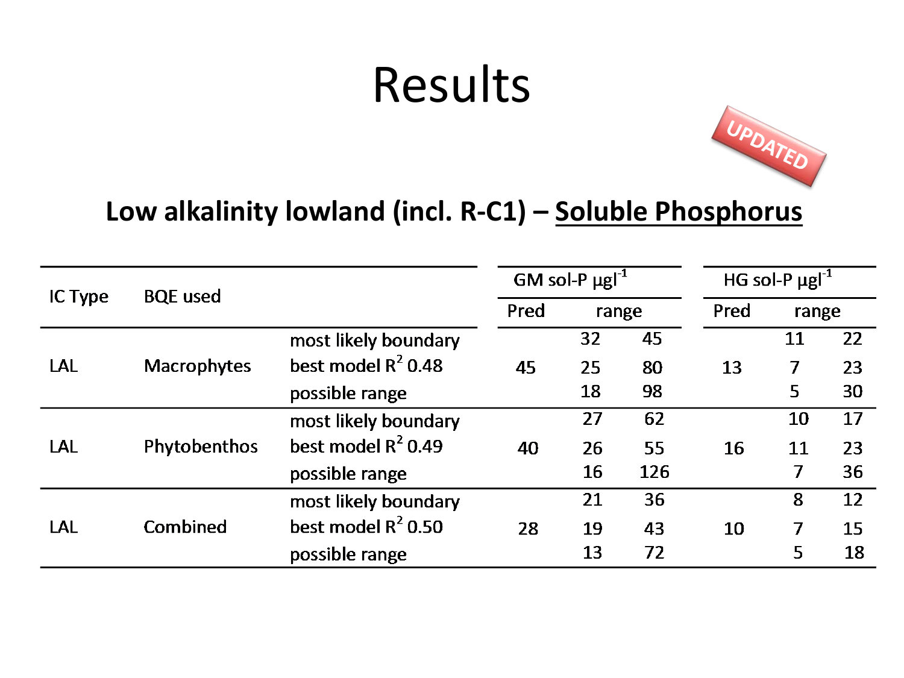# Results

UPDATED

## Low alkalinity lowland (incl. R-C1) – Soluble Phosphorus

| IC Type | BQE used | | GM sol-P $\mu g l^{-1}$ | | | HG sol-P $\mu g l^{-1}$ | | |
|---|---|---|---|---|---|---|---|---|
| | | | Pred | range | | Pred | range | |
| LAL | Macrophytes | most likely boundary | 45 | 32 | 45 | 13 | 11 | 22 |
| | | best model $R^2$ 0.48 | | 25 | 80 | | 7 | 23 |
| | | possible range | | 18 | 98 | | 5 | 30 |
| LAL | Phytobenthos | most likely boundary | 40 | 27 | 62 | 16 | 10 | 17 |
| | | best model $R^2$ 0.49 | | 26 | 55 | | 11 | 23 |
| | | possible range | | 16 | 126 | | 7 | 36 |
| LAL | Combined | most likely boundary | 28 | 21 | 36 | 10 | 8 | 12 |
| | | best model $R^2$ 0.50 | | 19 | 43 | | 7 | 15 |
| | | possible range | | 13 | 72 | | 5 | 18 |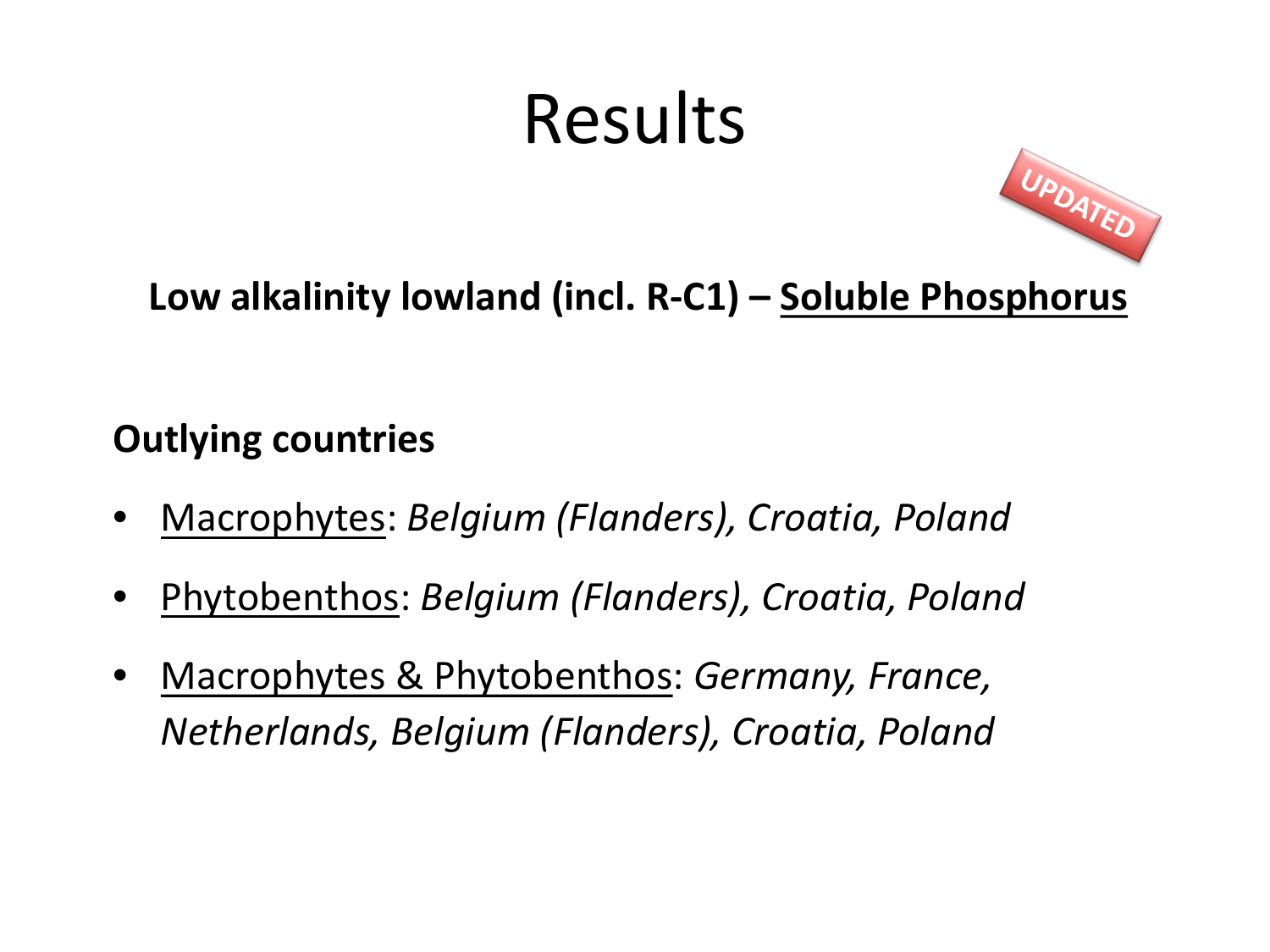# Results

UPDATED

**Low alkalinity lowland (incl. R-C1) – Soluble Phosphorus**

**Outlying countries**

- Macrophytes: *Belgium (Flanders), Croatia, Poland*
- Phytobenthos: *Belgium (Flanders), Croatia, Poland*
- Macrophytes & Phytobenthos: *Germany, France, Netherlands, Belgium (Flanders), Croatia, Poland*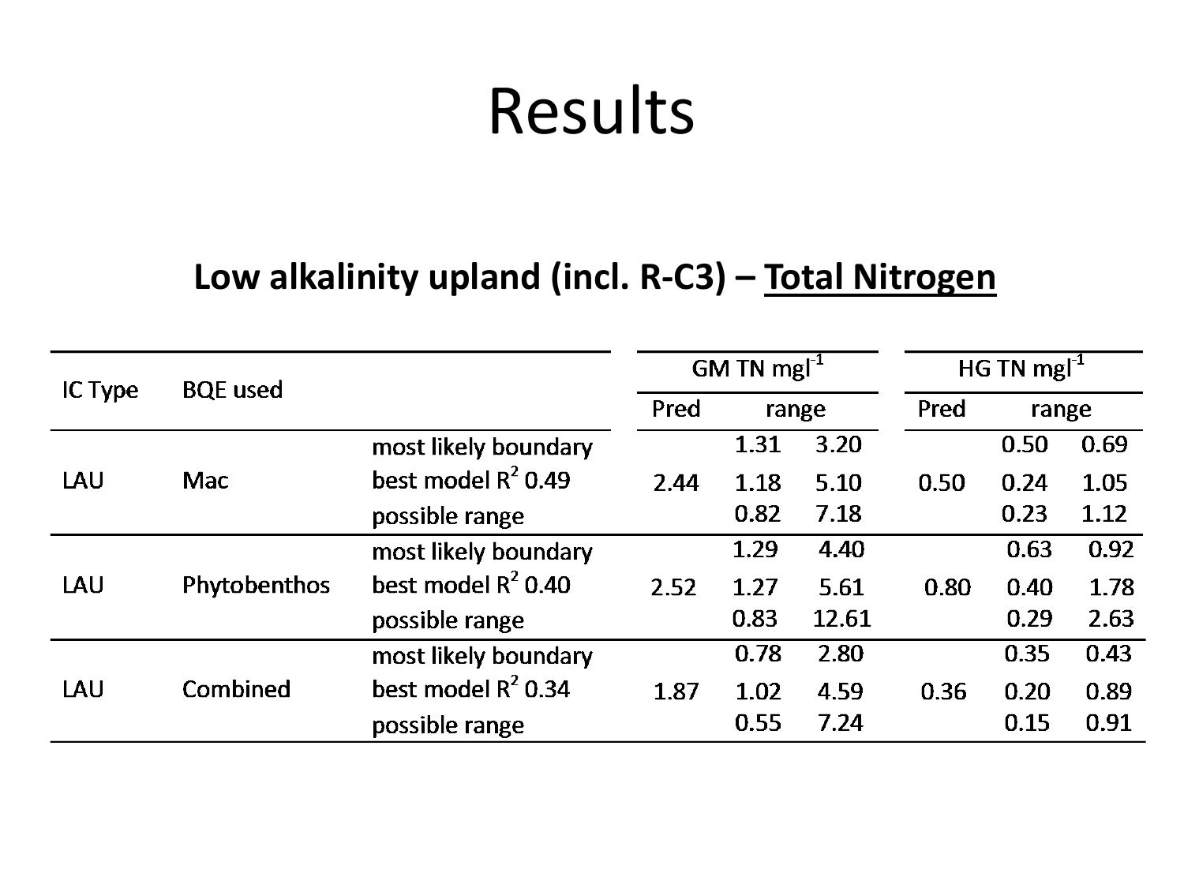# Results

## Low alkalinity upland (incl. R-C3) – Total Nitrogen

| IC Type | BQE used | | GM TN $mgl^{-1}$ | | | HG TN $mgl^{-1}$ | | |
|---|---|---|---|---|---|---|---|---|
| | | | Pred | range | | Pred | range | |
| LAU | Mac | most likely boundary | 2.44 | 1.31 | 3.20 | 0.50 | 0.50 | 0.69 |
| | | best model $R^2$ 0.49 | | 1.18 | 5.10 | | 0.24 | 1.05 |
| | | possible range | | 0.82 | 7.18 | | 0.23 | 1.12 |
| LAU | Phytobenthos | most likely boundary | 2.52 | 1.29 | 4.40 | 0.80 | 0.63 | 0.92 |
| | | best model $R^2$ 0.40 | | 1.27 | 5.61 | | 0.40 | 1.78 |
| | | possible range | | 0.83 | 12.61 | | 0.29 | 2.63 |
| LAU | Combined | most likely boundary | 1.87 | 0.78 | 2.80 | 0.36 | 0.35 | 0.43 |
| | | best model $R^2$ 0.34 | | 1.02 | 4.59 | | 0.20 | 0.89 |
| | | possible range | | 0.55 | 7.24 | | 0.15 | 0.91 |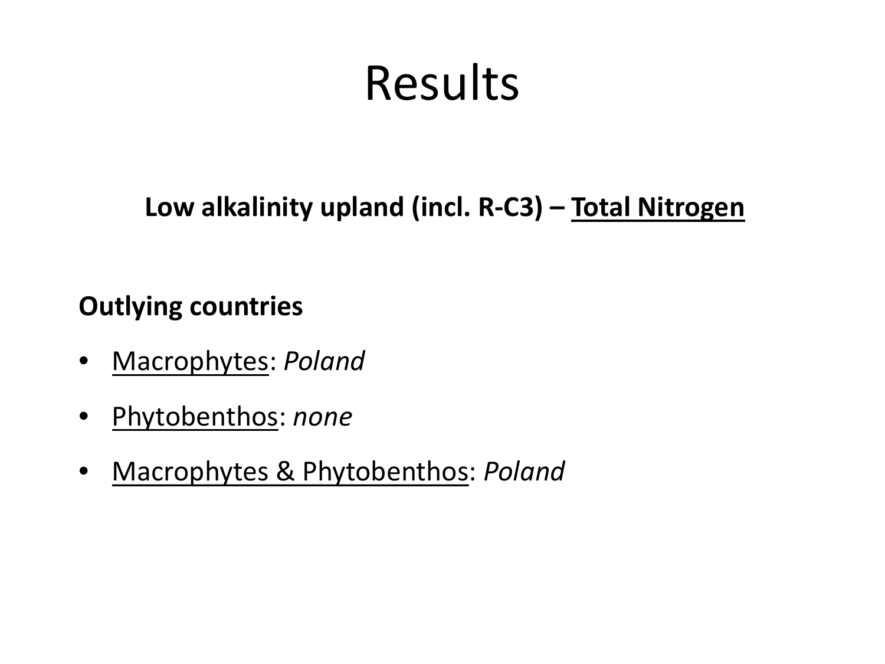# Results

**Low alkalinity upland (incl. R-C3) – Total Nitrogen**

**Outlying countries**

- Macrophytes: *Poland*
- Phytobenthos: *none*
- Macrophytes & Phytobenthos: *Poland*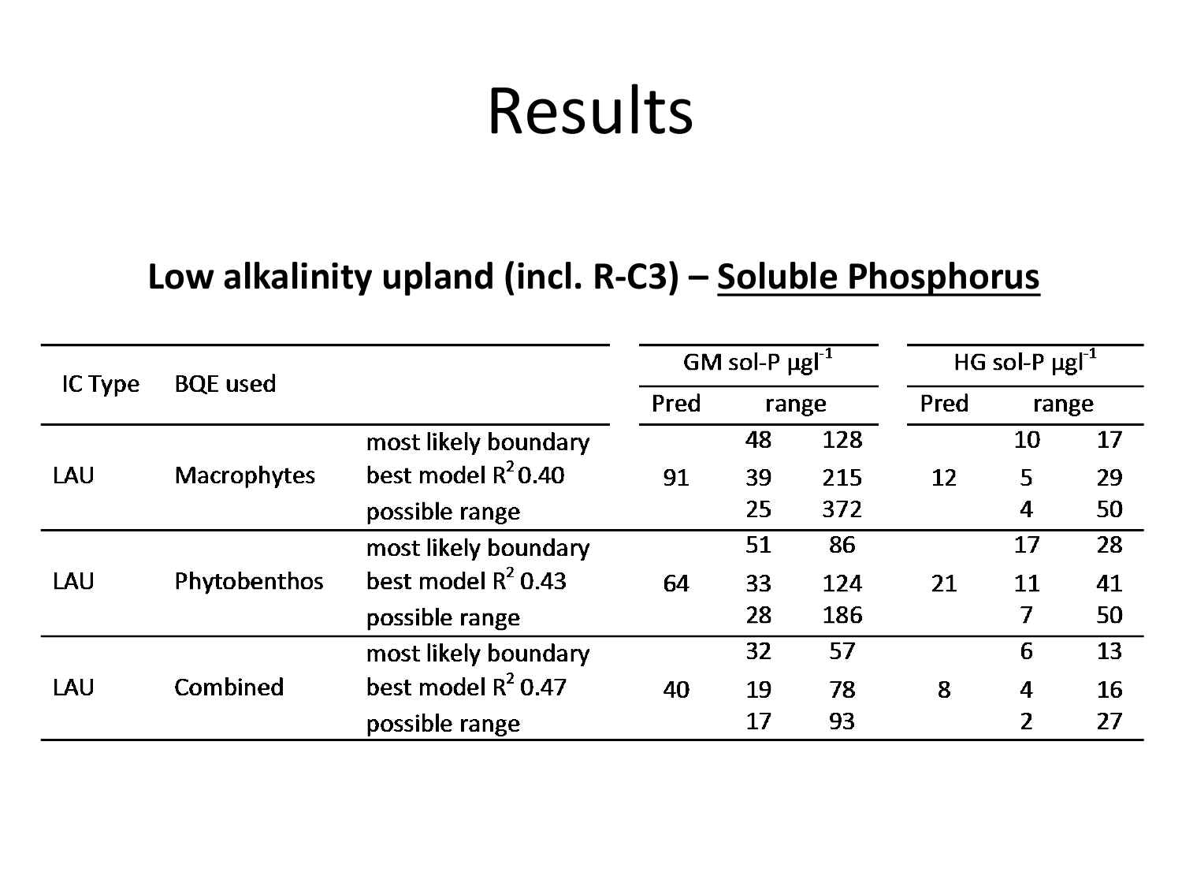# Results

## Low alkalinity upland (incl. R-C3) – Soluble Phosphorus

| IC Type | BQE used | | GM sol-P $\mu g l^{-1}$ | | | HG sol-P $\mu g l^{-1}$ | | |
|---|---|---|---|---|---|---|---|---|
| | | | Pred | range | | Pred | range | |
| LAU | Macrophytes | most likely boundary | 91 | 48 | 128 | 12 | 10 | 17 |
| | | best model $R^2$ 0.40 | | 39 | 215 | | 5 | 29 |
| | | possible range | | 25 | 372 | | 4 | 50 |
| LAU | Phytobenthos | most likely boundary | 64 | 51 | 86 | 21 | 17 | 28 |
| | | best model $R^2$ 0.43 | | 33 | 124 | | 11 | 41 |
| | | possible range | | 28 | 186 | | 7 | 50 |
| LAU | Combined | most likely boundary | 40 | 32 | 57 | 8 | 6 | 13 |
| | | best model $R^2$ 0.47 | | 19 | 78 | | 4 | 16 |
| | | possible range | | 17 | 93 | | 2 | 27 |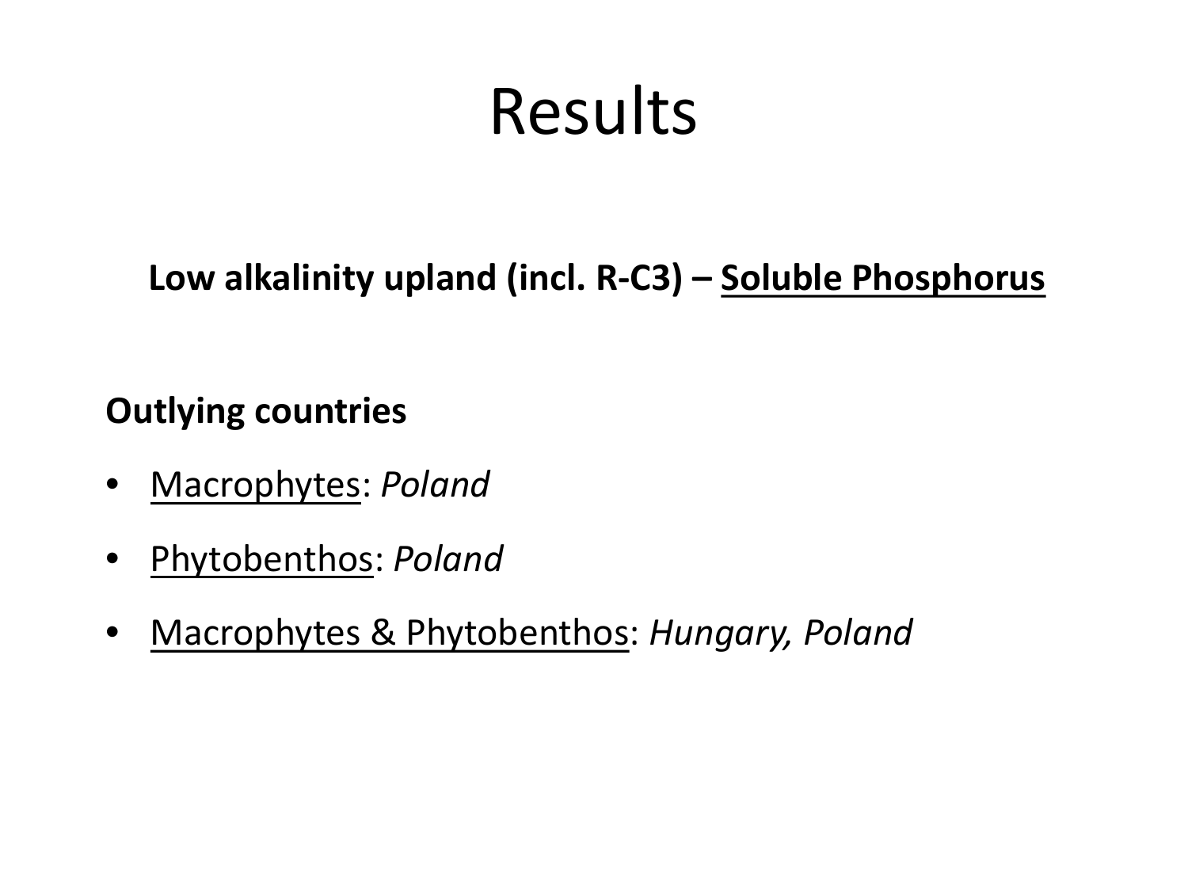# Results

**Low alkalinity upland (incl. R-C3) – <u>Soluble Phosphorus</u>**

**Outlying countries**

- <u>Macrophytes</u>: *Poland*
- <u>Phytobenthos</u>: *Poland*
- <u>Macrophytes & Phytobenthos</u>: *Hungary, Poland*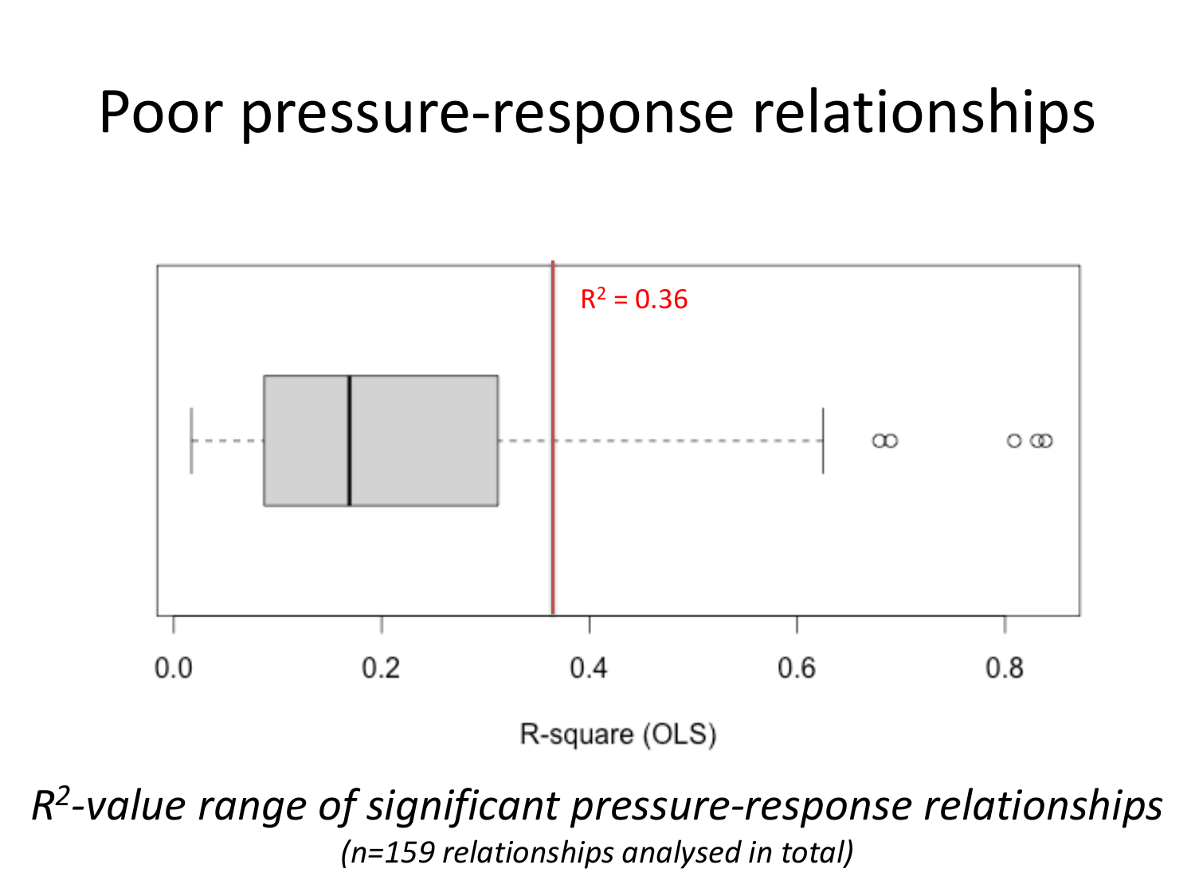# Poor pressure-response relationships

$R^2 = 0.36$

R-square (OLS)

0.0 0.2 0.4 0.6 0.8

*$R^2$-value range of significant pressure-response relationships*

*(n=159 relationships analysed in total)*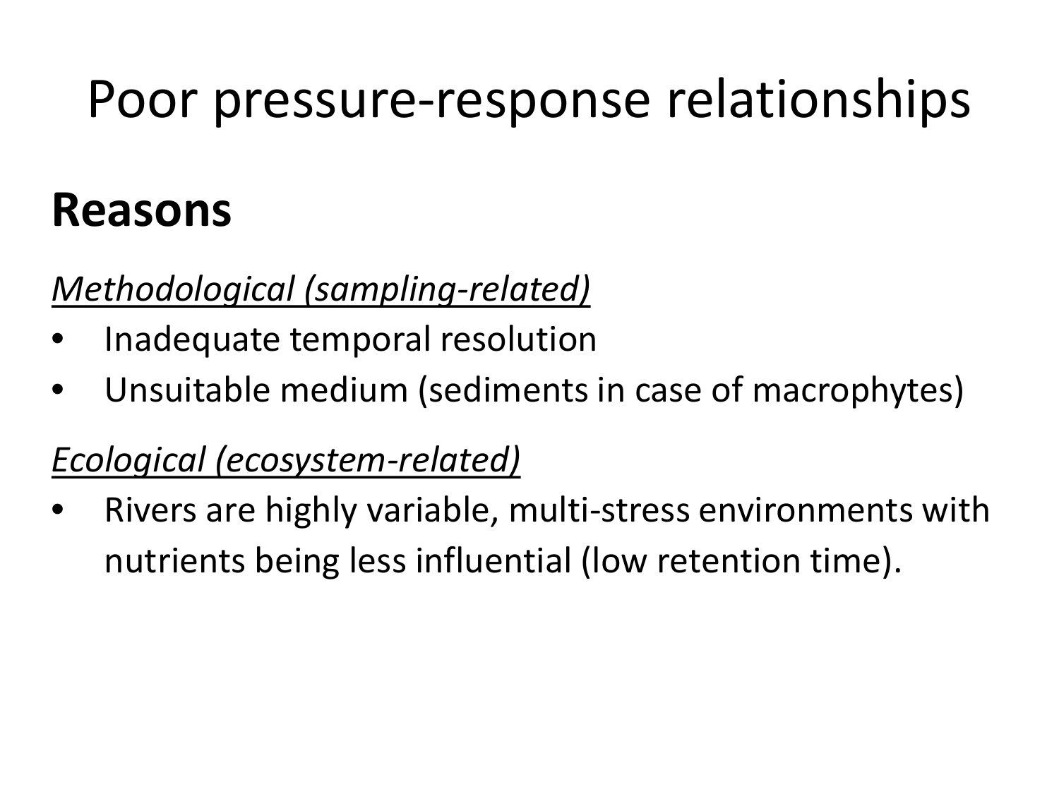# Poor pressure-response relationships

## Reasons

*Methodological (sampling-related)*

- Inadequate temporal resolution
- Unsuitable medium (sediments in case of macrophytes)

*Ecological (ecosystem-related)*

- Rivers are highly variable, multi-stress environments with nutrients being less influential (low retention time).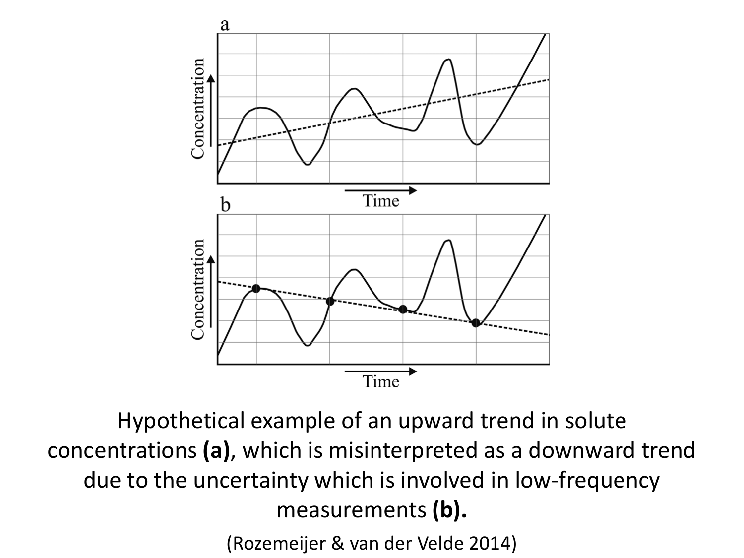Hypothetical example of an upward trend in solute concentrations **(a)**, which is misinterpreted as a downward trend due to the uncertainty which is involved in low-frequency measurements **(b).**

(Rozemeijer & van der Velde 2014)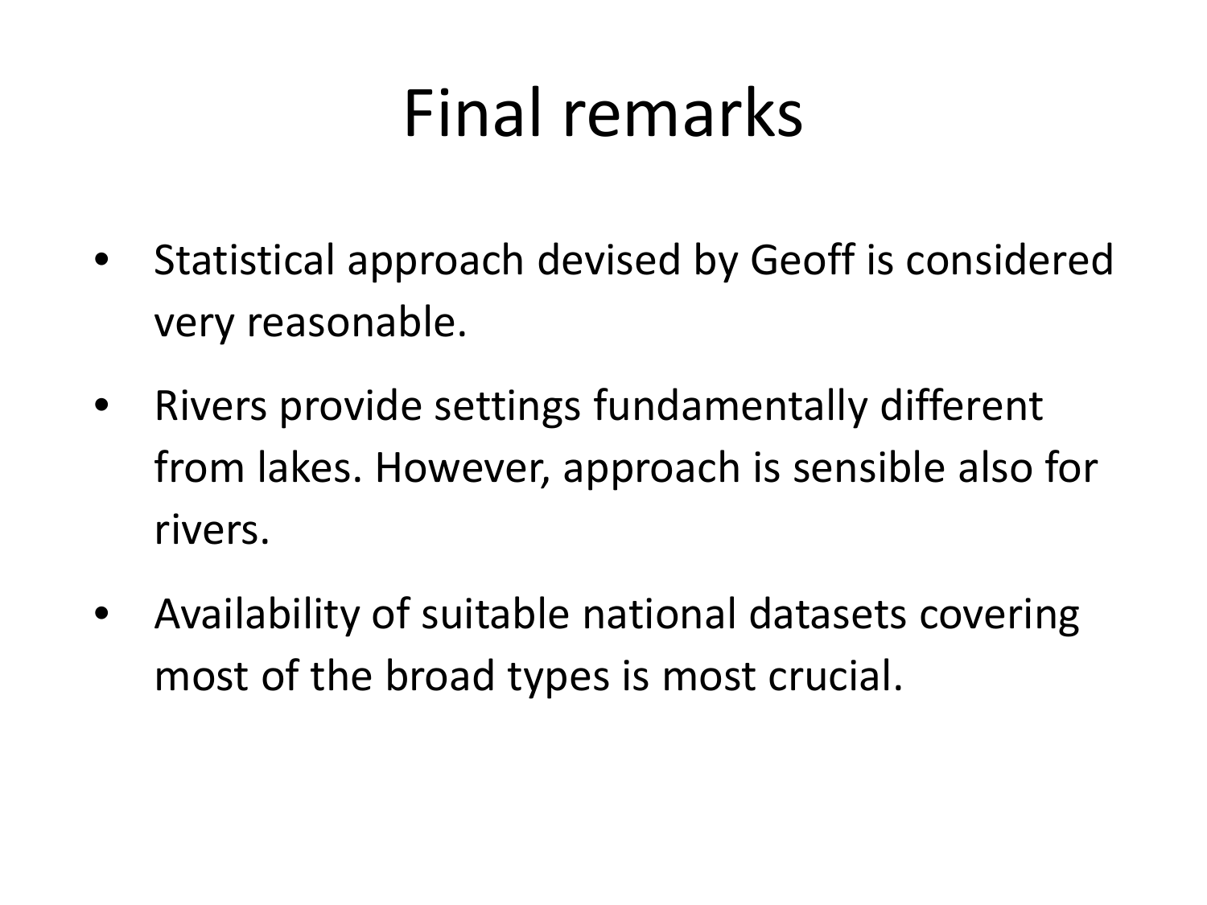# Final remarks

- Statistical approach devised by Geoff is considered very reasonable.
- Rivers provide settings fundamentally different from lakes. However, approach is sensible also for rivers.
- Availability of suitable national datasets covering most of the broad types is most crucial.